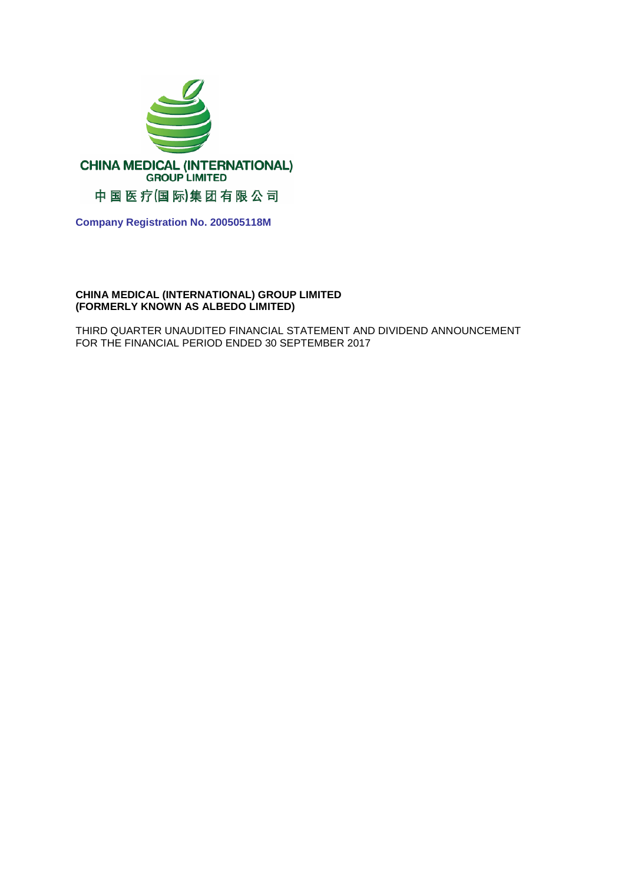CHINA MEDICAL (INTERNATIONAL)
GROUP LIMITED
中国医疗(国际)集团有限公司

**Company Registration No. 200505118M**

**CHINA MEDICAL (INTERNATIONAL) GROUP LIMITED**
**(FORMERLY KNOWN AS ALBEDO LIMITED)**

THIRD QUARTER UNAUDITED FINANCIAL STATEMENT AND DIVIDEND ANNOUNCEMENT
FOR THE FINANCIAL PERIOD ENDED 30 SEPTEMBER 2017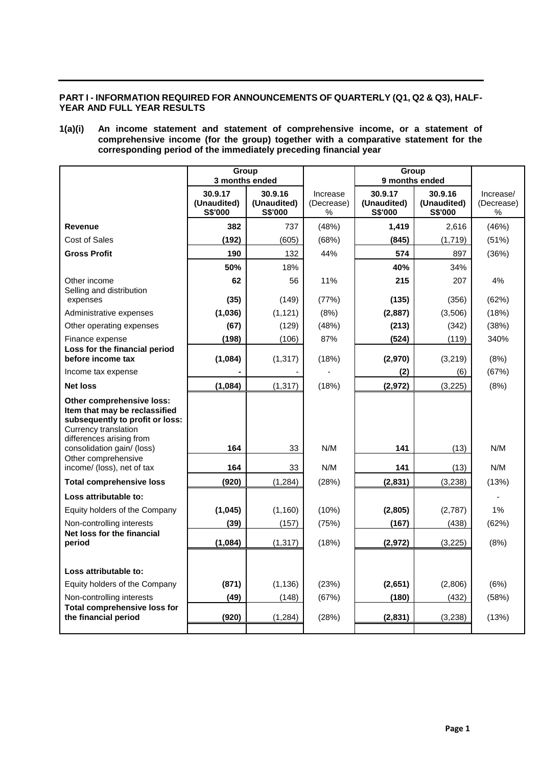**PART I - INFORMATION REQUIRED FOR ANNOUNCEMENTS OF QUARTERLY (Q1, Q2 & Q3), HALF-YEAR AND FULL YEAR RESULTS**

**1(a)(i) An income statement and statement of comprehensive income, or a statement of comprehensive income (for the group) together with a comparative statement for the corresponding period of the immediately preceding financial year**

| | Group 3 months ended | | | Group 9 months ended | | |
|---|---|---|---|---|---|---|
| | **30.9.17 (Unaudited) S$'000** | **30.9.16 (Unaudited) S$'000** | Increase (Decrease) % | **30.9.17 (Unaudited) S$'000** | **30.9.16 (Unaudited) S$'000** | Increase/ (Decrease) % |
| **Revenue** | **382** | 737 | (48%) | **1,419** | 2,616 | (46%) |
| Cost of Sales | **(192)** | (605) | (68%) | **(845)** | (1,719) | (51%) |
| **Gross Profit** | **190** | 132 | 44% | **574** | 897 | (36%) |
| | **50%** | 18% | | **40%** | 34% | |
| Other income | **62** | 56 | 11% | **215** | 207 | 4% |
| Selling and distribution expenses | **(35)** | (149) | (77%) | **(135)** | (356) | (62%) |
| Administrative expenses | **(1,036)** | (1,121) | (8%) | **(2,887)** | (3,506) | (18%) |
| Other operating expenses | **(67)** | (129) | (48%) | **(213)** | (342) | (38%) |
| Finance expense | **(198)** | (106) | 87% | **(524)** | (119) | 340% |
| **Loss for the financial period before income tax** | **(1,084)** | (1,317) | (18%) | **(2,970)** | (3,219) | (8%) |
| Income tax expense | **-** | - | - | **(2)** | (6) | (67%) |
| **Net loss** | **(1,084)** | (1,317) | (18%) | **(2,972)** | (3,225) | (8%) |
| **Other comprehensive loss: Item that may be reclassified subsequently to profit or loss:** Currency translation differences arising from consolidation gain/ (loss) | **164** | 33 | N/M | **141** | (13) | N/M |
| Other comprehensive income/ (loss), net of tax | **164** | 33 | N/M | **141** | (13) | N/M |
| **Total comprehensive loss** | **(920)** | (1,284) | (28%) | **(2,831)** | (3,238) | (13%) |
| **Loss attributable to:** | | | | | | - |
| Equity holders of the Company | **(1,045)** | (1,160) | (10%) | **(2,805)** | (2,787) | 1% |
| Non-controlling interests | **(39)** | (157) | (75%) | **(167)** | (438) | (62%) |
| **Net loss for the financial period** | **(1,084)** | (1,317) | (18%) | **(2,972)** | (3,225) | (8%) |
| **Loss attributable to:** | | | | | | |
| Equity holders of the Company | **(871)** | (1,136) | (23%) | **(2,651)** | (2,806) | (6%) |
| Non-controlling interests | **(49)** | (148) | (67%) | **(180)** | (432) | (58%) |
| **Total comprehensive loss for the financial period** | **(920)** | (1,284) | (28%) | **(2,831)** | (3,238) | (13%) |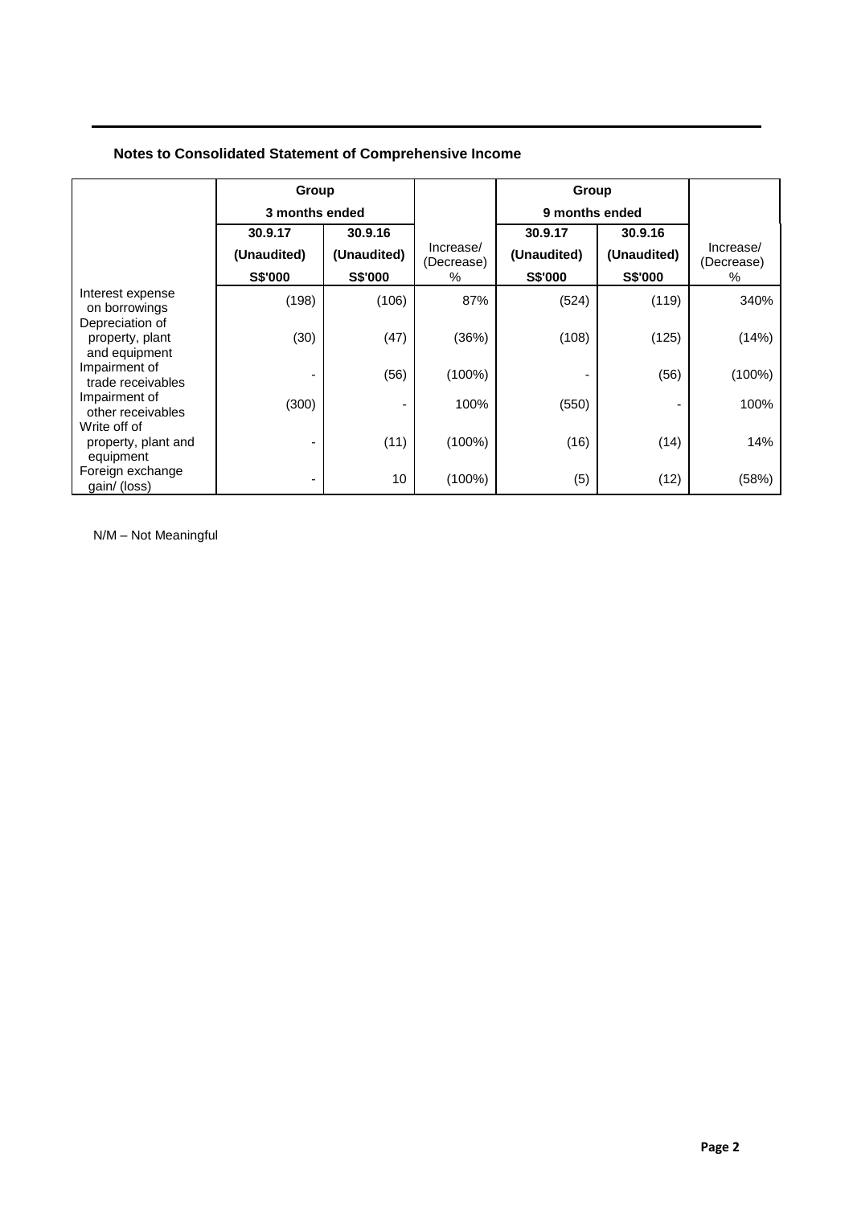## Notes to Consolidated Statement of Comprehensive Income

| | Group | | | Group | | |
|---|---|---|---|---|---|---|
| | 3 months ended | | | 9 months ended | | |
| | 30.9.17 | 30.9.16 | Increase/ (Decrease) | 30.9.17 | 30.9.16 | Increase/ (Decrease) |
| | (Unaudited) | (Unaudited) | | (Unaudited) | (Unaudited) | |
| | S$'000 | S$'000 | % | S$'000 | S$'000 | % |
| Interest expense on borrowings | (198) | (106) | 87% | (524) | (119) | 340% |
| Depreciation of property, plant and equipment | (30) | (47) | (36%) | (108) | (125) | (14%) |
| Impairment of trade receivables | - | (56) | (100%) | - | (56) | (100%) |
| Impairment of other receivables | (300) | - | 100% | (550) | - | 100% |
| Write off of property, plant and equipment | - | (11) | (100%) | (16) | (14) | 14% |
| Foreign exchange gain/ (loss) | - | 10 | (100%) | (5) | (12) | (58%) |

N/M – Not Meaningful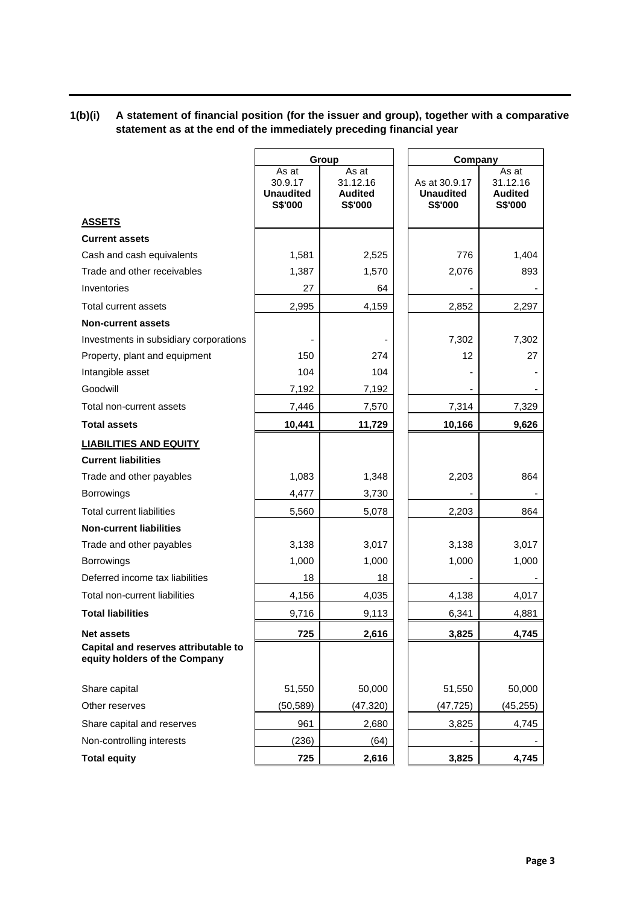## 1(b)(i) A statement of financial position (for the issuer and group), together with a comparative statement as at the end of the immediately preceding financial year

| | Group | | Company | |
|---|---|---|---|---|
| | As at 30.9.17 **Unaudited** **S$'000** | As at 31.12.16 **Audited** **S$'000** | As at 30.9.17 **Unaudited** **S$'000** | As at 31.12.16 **Audited** **S$'000** |
| **ASSETS** | | | | |
| **Current assets** | | | | |
| Cash and cash equivalents | 1,581 | 2,525 | 776 | 1,404 |
| Trade and other receivables | 1,387 | 1,570 | 2,076 | 893 |
| Inventories | 27 | 64 | - | - |
| Total current assets | 2,995 | 4,159 | 2,852 | 2,297 |
| **Non-current assets** | | | | |
| Investments in subsidiary corporations | - | - | 7,302 | 7,302 |
| Property, plant and equipment | 150 | 274 | 12 | 27 |
| Intangible asset | 104 | 104 | - | - |
| Goodwill | 7,192 | 7,192 | - | - |
| Total non-current assets | 7,446 | 7,570 | 7,314 | 7,329 |
| **Total assets** | **10,441** | **11,729** | **10,166** | **9,626** |
| **LIABILITIES AND EQUITY** | | | | |
| **Current liabilities** | | | | |
| Trade and other payables | 1,083 | 1,348 | 2,203 | 864 |
| Borrowings | 4,477 | 3,730 | - | - |
| Total current liabilities | 5,560 | 5,078 | 2,203 | 864 |
| **Non-current liabilities** | | | | |
| Trade and other payables | 3,138 | 3,017 | 3,138 | 3,017 |
| Borrowings | 1,000 | 1,000 | 1,000 | 1,000 |
| Deferred income tax liabilities | 18 | 18 | - | - |
| Total non-current liabilities | 4,156 | 4,035 | 4,138 | 4,017 |
| **Total liabilities** | 9,716 | 9,113 | 6,341 | 4,881 |
| **Net assets** | **725** | **2,616** | **3,825** | **4,745** |
| **Capital and reserves attributable to equity holders of the Company** | | | | |
| Share capital | 51,550 | 50,000 | 51,550 | 50,000 |
| Other reserves | (50,589) | (47,320) | (47,725) | (45,255) |
| Share capital and reserves | 961 | 2,680 | 3,825 | 4,745 |
| Non-controlling interests | (236) | (64) | - | - |
| **Total equity** | **725** | **2,616** | **3,825** | **4,745** |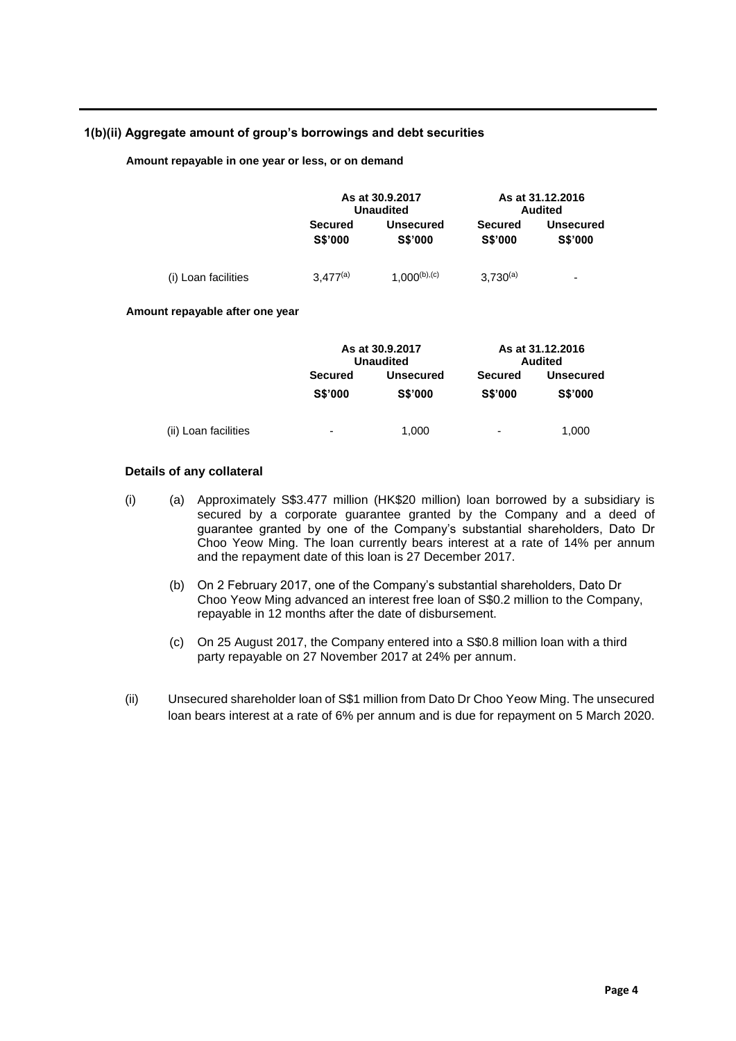### 1(b)(ii) Aggregate amount of group's borrowings and debt securities

**Amount repayable in one year or less, or on demand**

| | As at 30.9.2017 Unaudited | | As at 31.12.2016 Audited | |
|---|---|---|---|---|
| | **Secured S$'000** | **Unsecured S$'000** | **Secured S$'000** | **Unsecured S$'000** |
| (i) Loan facilities | 3,477[(a)] | 1,000[(b),(c)] | 3,730[(a)] | - |

**Amount repayable after one year**

| | As at 30.9.2017 Unaudited | | As at 31.12.2016 Audited | |
|---|---|---|---|---|
| | **Secured S$'000** | **Unsecured S$'000** | **Secured S$'000** | **Unsecured S$'000** |
| (ii) Loan facilities | - | 1,000 | - | 1,000 |

**Details of any collateral**

(i) (a) Approximately S$3.477 million (HK$20 million) loan borrowed by a subsidiary is secured by a corporate guarantee granted by the Company and a deed of guarantee granted by one of the Company's substantial shareholders, Dato Dr Choo Yeow Ming. The loan currently bears interest at a rate of 14% per annum and the repayment date of this loan is 27 December 2017.

(b) On 2 February 2017, one of the Company's substantial shareholders, Dato Dr Choo Yeow Ming advanced an interest free loan of S$0.2 million to the Company, repayable in 12 months after the date of disbursement.

(c) On 25 August 2017, the Company entered into a S$0.8 million loan with a third party repayable on 27 November 2017 at 24% per annum.

(ii) Unsecured shareholder loan of S$1 million from Dato Dr Choo Yeow Ming. The unsecured loan bears interest at a rate of 6% per annum and is due for repayment on 5 March 2020.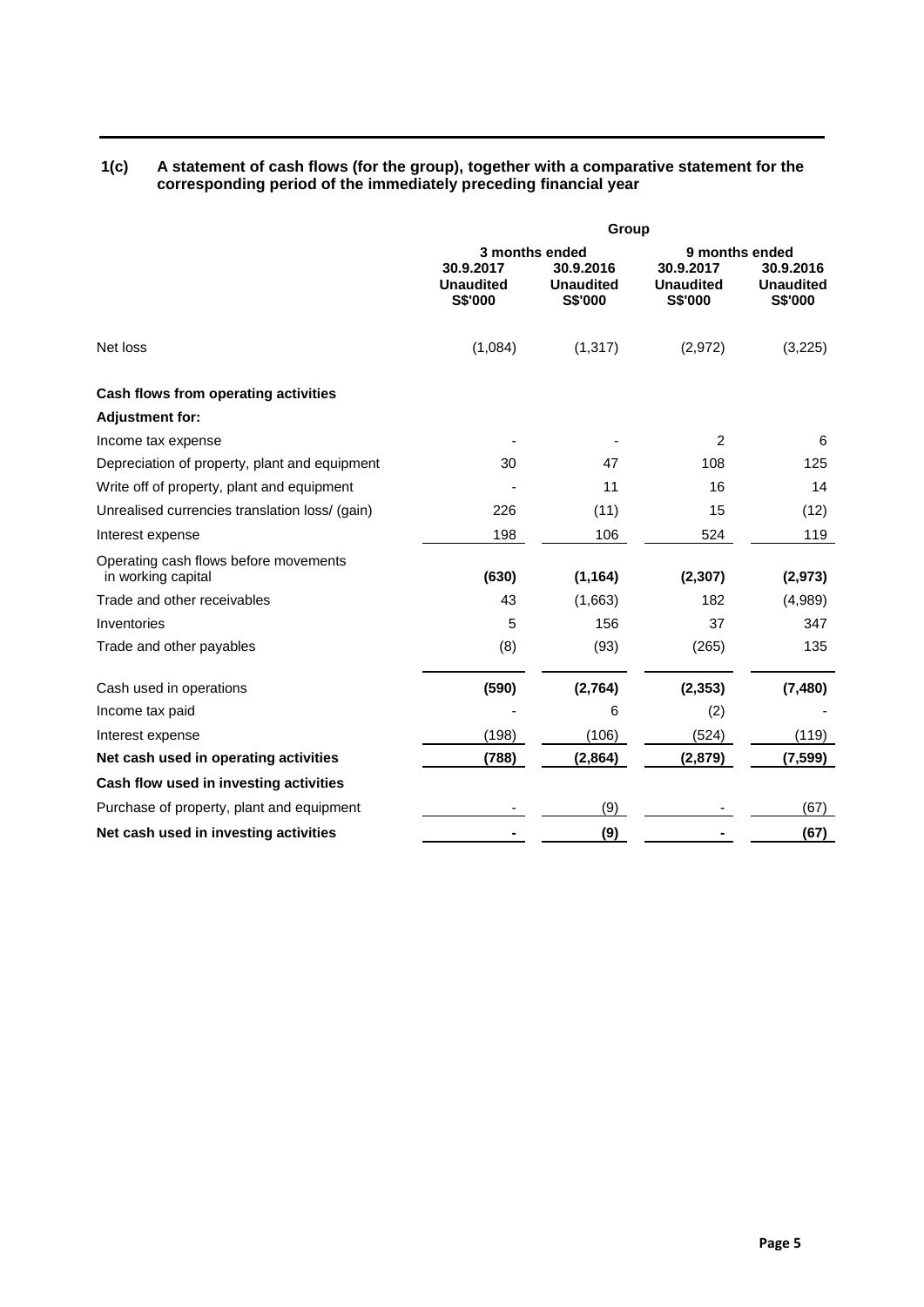### 1(c) A statement of cash flows (for the group), together with a comparative statement for the corresponding period of the immediately preceding financial year

| | Group | | | |
|---|---|---|---|---|
| | 3 months ended | | 9 months ended | |
| | **30.9.2017 Unaudited S$'000** | **30.9.2016 Unaudited S$'000** | **30.9.2017 Unaudited S$'000** | **30.9.2016 Unaudited S$'000** |
| Net loss | (1,084) | (1,317) | (2,972) | (3,225) |
| **Cash flows from operating activities** | | | | |
| **Adjustment for:** | | | | |
| Income tax expense | - | - | 2 | 6 |
| Depreciation of property, plant and equipment | 30 | 47 | 108 | 125 |
| Write off of property, plant and equipment | - | 11 | 16 | 14 |
| Unrealised currencies translation loss/ (gain) | 226 | (11) | 15 | (12) |
| Interest expense | 198 | 106 | 524 | 119 |
| Operating cash flows before movements in working capital | **(630)** | **(1,164)** | **(2,307)** | **(2,973)** |
| Trade and other receivables | 43 | (1,663) | 182 | (4,989) |
| Inventories | 5 | 156 | 37 | 347 |
| Trade and other payables | (8) | (93) | (265) | 135 |
| Cash used in operations | **(590)** | **(2,764)** | **(2,353)** | **(7,480)** |
| Income tax paid | - | 6 | (2) | - |
| Interest expense | (198) | (106) | (524) | (119) |
| **Net cash used in operating activities** | **(788)** | **(2,864)** | **(2,879)** | **(7,599)** |
| **Cash flow used in investing activities** | | | | |
| Purchase of property, plant and equipment | - | (9) | - | (67) |
| **Net cash used in investing activities** | **-** | **(9)** | **-** | **(67)** |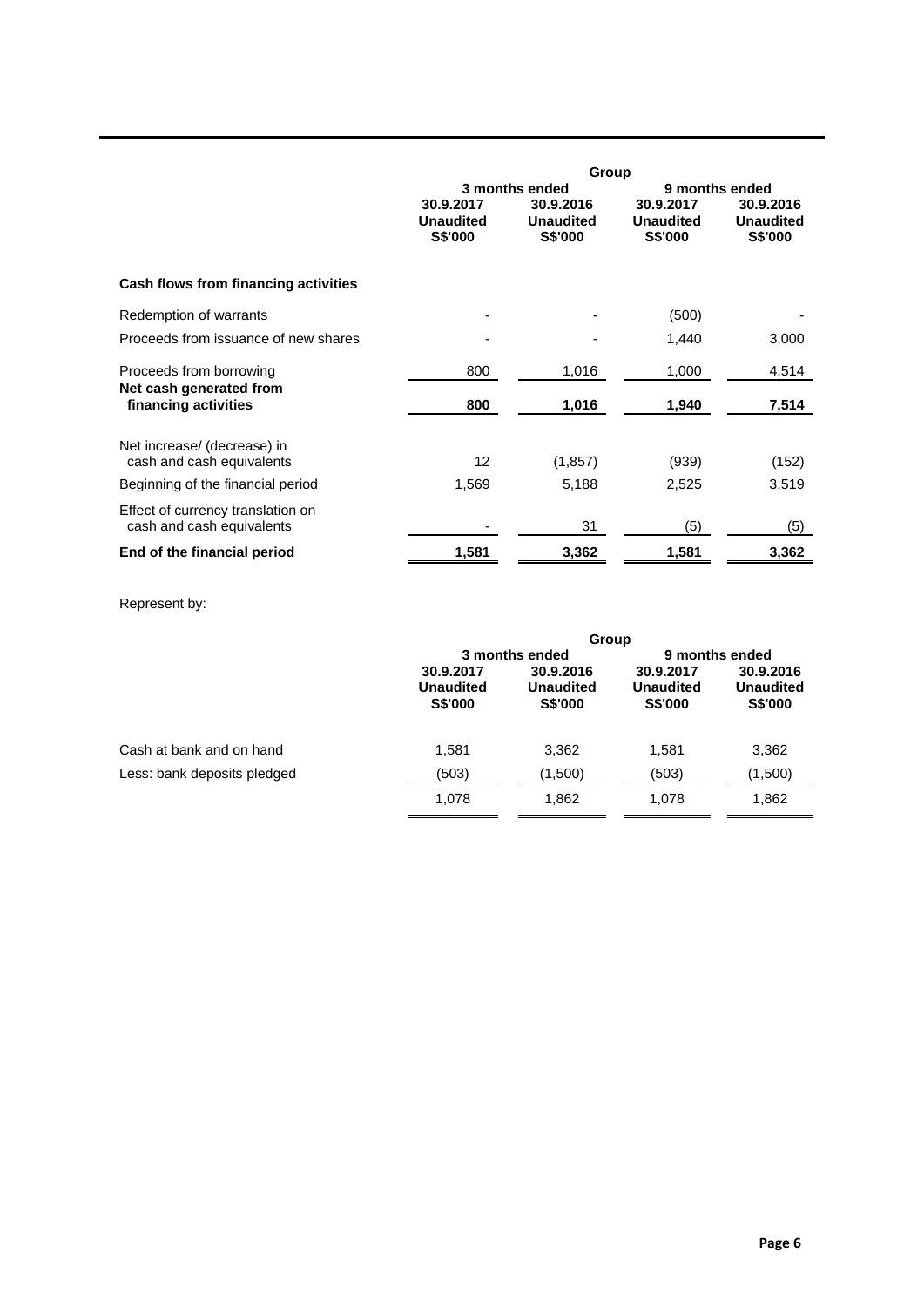| | Group | | | |
|---|---|---|---|---|
| | 3 months ended | | 9 months ended | |
| | 30.9.2017 Unaudited S$'000 | 30.9.2016 Unaudited S$'000 | 30.9.2017 Unaudited S$'000 | 30.9.2016 Unaudited S$'000 |
| **Cash flows from financing activities** | | | | |
| Redemption of warrants | - | - | (500) | - |
| Proceeds from issuance of new shares | - | - | 1,440 | 3,000 |
| Proceeds from borrowing | 800 | 1,016 | 1,000 | 4,514 |
| **Net cash generated from financing activities** | **800** | **1,016** | **1,940** | **7,514** |
| Net increase/ (decrease) in cash and cash equivalents | 12 | (1,857) | (939) | (152) |
| Beginning of the financial period | 1,569 | 5,188 | 2,525 | 3,519 |
| Effect of currency translation on cash and cash equivalents | - | 31 | (5) | (5) |
| **End of the financial period** | **1,581** | **3,362** | **1,581** | **3,362** |

Represent by:

| | Group | | | |
|---|---|---|---|---|
| | 3 months ended | | 9 months ended | |
| | 30.9.2017 Unaudited S$'000 | 30.9.2016 Unaudited S$'000 | 30.9.2017 Unaudited S$'000 | 30.9.2016 Unaudited S$'000 |
| Cash at bank and on hand | 1,581 | 3,362 | 1,581 | 3,362 |
| Less: bank deposits pledged | (503) | (1,500) | (503) | (1,500) |
| | 1,078 | 1,862 | 1,078 | 1,862 |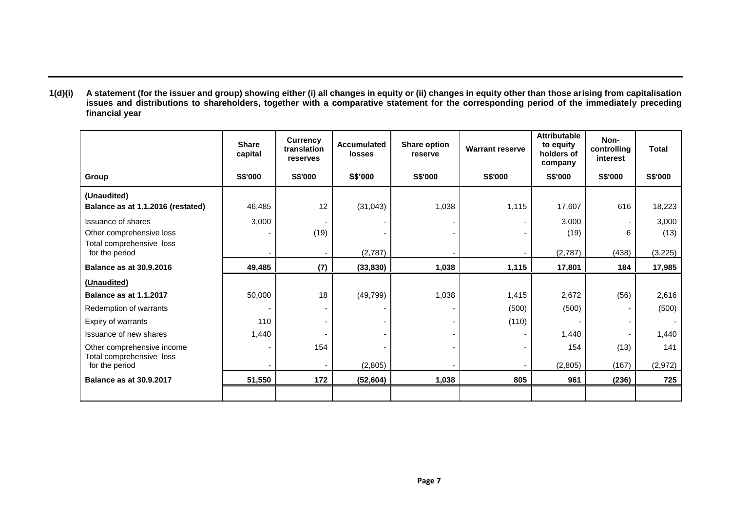**1(d)(i) A statement (for the issuer and group) showing either (i) all changes in equity or (ii) changes in equity other than those arising from capitalisation issues and distributions to shareholders, together with a comparative statement for the corresponding period of the immediately preceding financial year**

| | Share capital | Currency translation reserves | Accumulated losses | Share option reserve | Warrant reserve | Attributable to equity holders of company | Non-controlling interest | Total |
|---|---|---|---|---|---|---|---|---|
| **Group** | **S$'000** | **S$'000** | **S$'000** | **S$'000** | **S$'000** | **S$'000** | **S$'000** | **S$'000** |
| **(Unaudited)** | | | | | | | | |
| **Balance as at 1.1.2016 (restated)** | 46,485 | 12 | (31,043) | 1,038 | 1,115 | 17,607 | 616 | 18,223 |
| Issuance of shares | 3,000 | - | - | - | - | 3,000 | - | 3,000 |
| Other comprehensive loss | - | (19) | - | - | - | (19) | 6 | (13) |
| Total comprehensive loss for the period | - | - | (2,787) | - | - | (2,787) | (438) | (3,225) |
| **Balance as at 30.9.2016** | **49,485** | **(7)** | **(33,830)** | **1,038** | **1,115** | **17,801** | **184** | **17,985** |
| **(Unaudited)** | | | | | | | | |
| **Balance as at 1.1.2017** | 50,000 | 18 | (49,799) | 1,038 | 1,415 | 2,672 | (56) | 2,616 |
| Redemption of warrants | - | - | - | - | (500) | (500) | - | (500) |
| Expiry of warrants | 110 | - | - | - | (110) | - | - | - |
| Issuance of new shares | 1,440 | - | - | - | - | 1,440 | - | 1,440 |
| Other comprehensive income | - | 154 | - | - | - | 154 | (13) | 141 |
| Total comprehensive loss for the period | - | - | (2,805) | - | - | (2,805) | (167) | (2,972) |
| **Balance as at 30.9.2017** | **51,550** | **172** | **(52,604)** | **1,038** | **805** | **961** | **(236)** | **725** |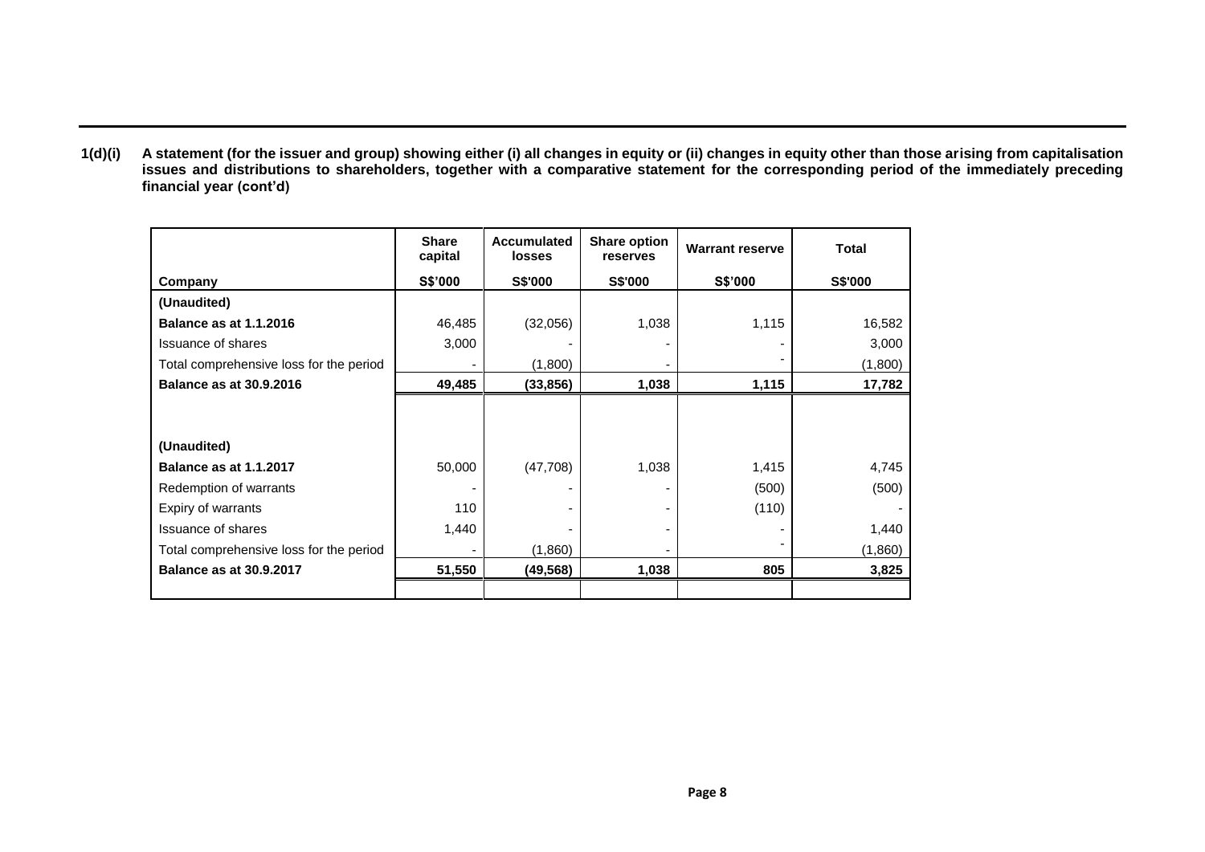**1(d)(i) A statement (for the issuer and group) showing either (i) all changes in equity or (ii) changes in equity other than those arising from capitalisation issues and distributions to shareholders, together with a comparative statement for the corresponding period of the immediately preceding financial year (cont'd)**

| Company | Share capital S$'000 | Accumulated losses S$'000 | Share option reserves S$'000 | Warrant reserve S$'000 | Total S$'000 |
|---|---|---|---|---|---|
| **(Unaudited)** | | | | | |
| **Balance as at 1.1.2016** | 46,485 | (32,056) | 1,038 | 1,115 | 16,582 |
| Issuance of shares | 3,000 | - | - | - | 3,000 |
| Total comprehensive loss for the period | - | (1,800) | - | - | (1,800) |
| **Balance as at 30.9.2016** | **49,485** | **(33,856)** | **1,038** | **1,115** | **17,782** |
| | | | | | |
| **(Unaudited)** | | | | | |
| **Balance as at 1.1.2017** | 50,000 | (47,708) | 1,038 | 1,415 | 4,745 |
| Redemption of warrants | - | - | - | (500) | (500) |
| Expiry of warrants | 110 | - | - | (110) | - |
| Issuance of shares | 1,440 | - | - | - | 1,440 |
| Total comprehensive loss for the period | - | (1,860) | - | - | (1,860) |
| **Balance as at 30.9.2017** | **51,550** | **(49,568)** | **1,038** | **805** | **3,825** |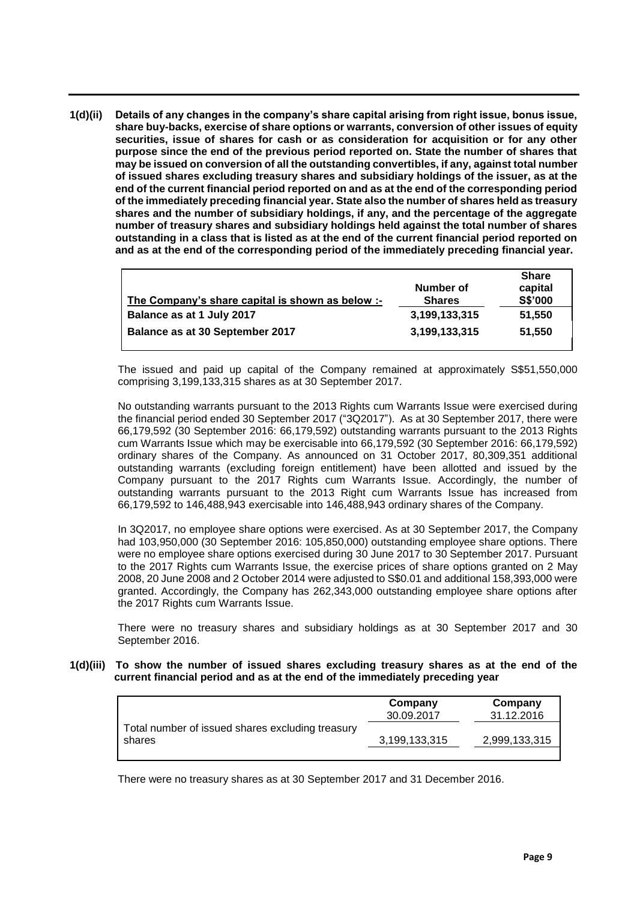**1(d)(ii) Details of any changes in the company's share capital arising from right issue, bonus issue, share buy-backs, exercise of share options or warrants, conversion of other issues of equity securities, issue of shares for cash or as consideration for acquisition or for any other purpose since the end of the previous period reported on. State the number of shares that may be issued on conversion of all the outstanding convertibles, if any, against total number of issued shares excluding treasury shares and subsidiary holdings of the issuer, as at the end of the current financial period reported on and as at the end of the corresponding period of the immediately preceding financial year. State also the number of shares held as treasury shares and the number of subsidiary holdings, if any, and the percentage of the aggregate number of treasury shares and subsidiary holdings held against the total number of shares outstanding in a class that is listed as at the end of the current financial period reported on and as at the end of the corresponding period of the immediately preceding financial year.**

| The Company's share capital is shown as below :- | Number of Shares | Share capital S$'000 |
|---|---|---|
| **Balance as at 1 July 2017** | **3,199,133,315** | **51,550** |
| **Balance as at 30 September 2017** | **3,199,133,315** | **51,550** |

The issued and paid up capital of the Company remained at approximately S$51,550,000 comprising 3,199,133,315 shares as at 30 September 2017.

No outstanding warrants pursuant to the 2013 Rights cum Warrants Issue were exercised during the financial period ended 30 September 2017 ("3Q2017"). As at 30 September 2017, there were 66,179,592 (30 September 2016: 66,179,592) outstanding warrants pursuant to the 2013 Rights cum Warrants Issue which may be exercisable into 66,179,592 (30 September 2016: 66,179,592) ordinary shares of the Company. As announced on 31 October 2017, 80,309,351 additional outstanding warrants (excluding foreign entitlement) have been allotted and issued by the Company pursuant to the 2017 Rights cum Warrants Issue. Accordingly, the number of outstanding warrants pursuant to the 2013 Right cum Warrants Issue has increased from 66,179,592 to 146,488,943 exercisable into 146,488,943 ordinary shares of the Company.

In 3Q2017, no employee share options were exercised. As at 30 September 2017, the Company had 103,950,000 (30 September 2016: 105,850,000) outstanding employee share options. There were no employee share options exercised during 30 June 2017 to 30 September 2017. Pursuant to the 2017 Rights cum Warrants Issue, the exercise prices of share options granted on 2 May 2008, 20 June 2008 and 2 October 2014 were adjusted to S$0.01 and additional 158,393,000 were granted. Accordingly, the Company has 262,343,000 outstanding employee share options after the 2017 Rights cum Warrants Issue.

There were no treasury shares and subsidiary holdings as at 30 September 2017 and 30 September 2016.

**1(d)(iii) To show the number of issued shares excluding treasury shares as at the end of the current financial period and as at the end of the immediately preceding year**

| | Company 30.09.2017 | Company 31.12.2016 |
|---|---|---|
| Total number of issued shares excluding treasury shares | 3,199,133,315 | 2,999,133,315 |

There were no treasury shares as at 30 September 2017 and 31 December 2016.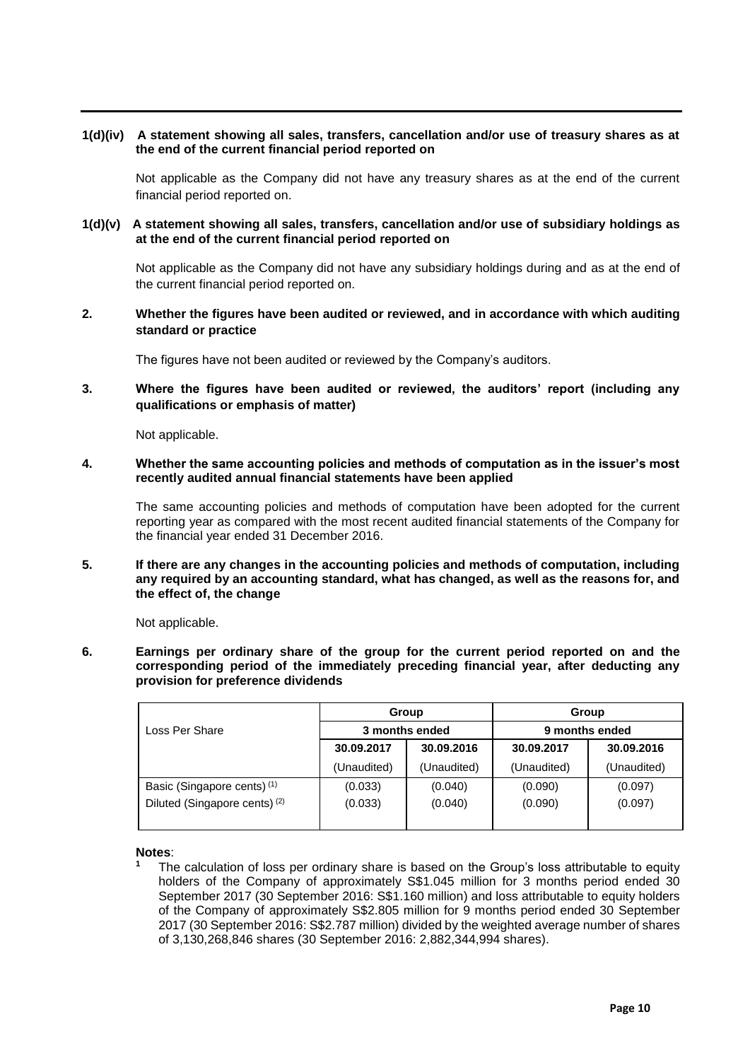**1(d)(iv) A statement showing all sales, transfers, cancellation and/or use of treasury shares as at the end of the current financial period reported on**

Not applicable as the Company did not have any treasury shares as at the end of the current financial period reported on.

**1(d)(v) A statement showing all sales, transfers, cancellation and/or use of subsidiary holdings as at the end of the current financial period reported on**

Not applicable as the Company did not have any subsidiary holdings during and as at the end of the current financial period reported on.

**2. Whether the figures have been audited or reviewed, and in accordance with which auditing standard or practice**

The figures have not been audited or reviewed by the Company's auditors.

**3. Where the figures have been audited or reviewed, the auditors' report (including any qualifications or emphasis of matter)**

Not applicable.

**4. Whether the same accounting policies and methods of computation as in the issuer's most recently audited annual financial statements have been applied**

The same accounting policies and methods of computation have been adopted for the current reporting year as compared with the most recent audited financial statements of the Company for the financial year ended 31 December 2016.

**5. If there are any changes in the accounting policies and methods of computation, including any required by an accounting standard, what has changed, as well as the reasons for, and the effect of, the change**

Not applicable.

**6. Earnings per ordinary share of the group for the current period reported on and the corresponding period of the immediately preceding financial year, after deducting any provision for preference dividends**

| Loss Per Share | Group | | Group | |
|---|---|---|---|---|
| | 3 months ended | | 9 months ended | |
| | 30.09.2017 | 30.09.2016 | 30.09.2017 | 30.09.2016 |
| | (Unaudited) | (Unaudited) | (Unaudited) | (Unaudited) |
| Basic (Singapore cents) [1] | (0.033) | (0.040) | (0.090) | (0.097) |
| Diluted (Singapore cents) [2] | (0.033) | (0.040) | (0.090) | (0.097) |

**Notes**:

1. The calculation of loss per ordinary share is based on the Group's loss attributable to equity holders of the Company of approximately S$1.045 million for 3 months period ended 30 September 2017 (30 September 2016: S$1.160 million) and loss attributable to equity holders of the Company of approximately S$2.805 million for 9 months period ended 30 September 2017 (30 September 2016: S$2.787 million) divided by the weighted average number of shares of 3,130,268,846 shares (30 September 2016: 2,882,344,994 shares).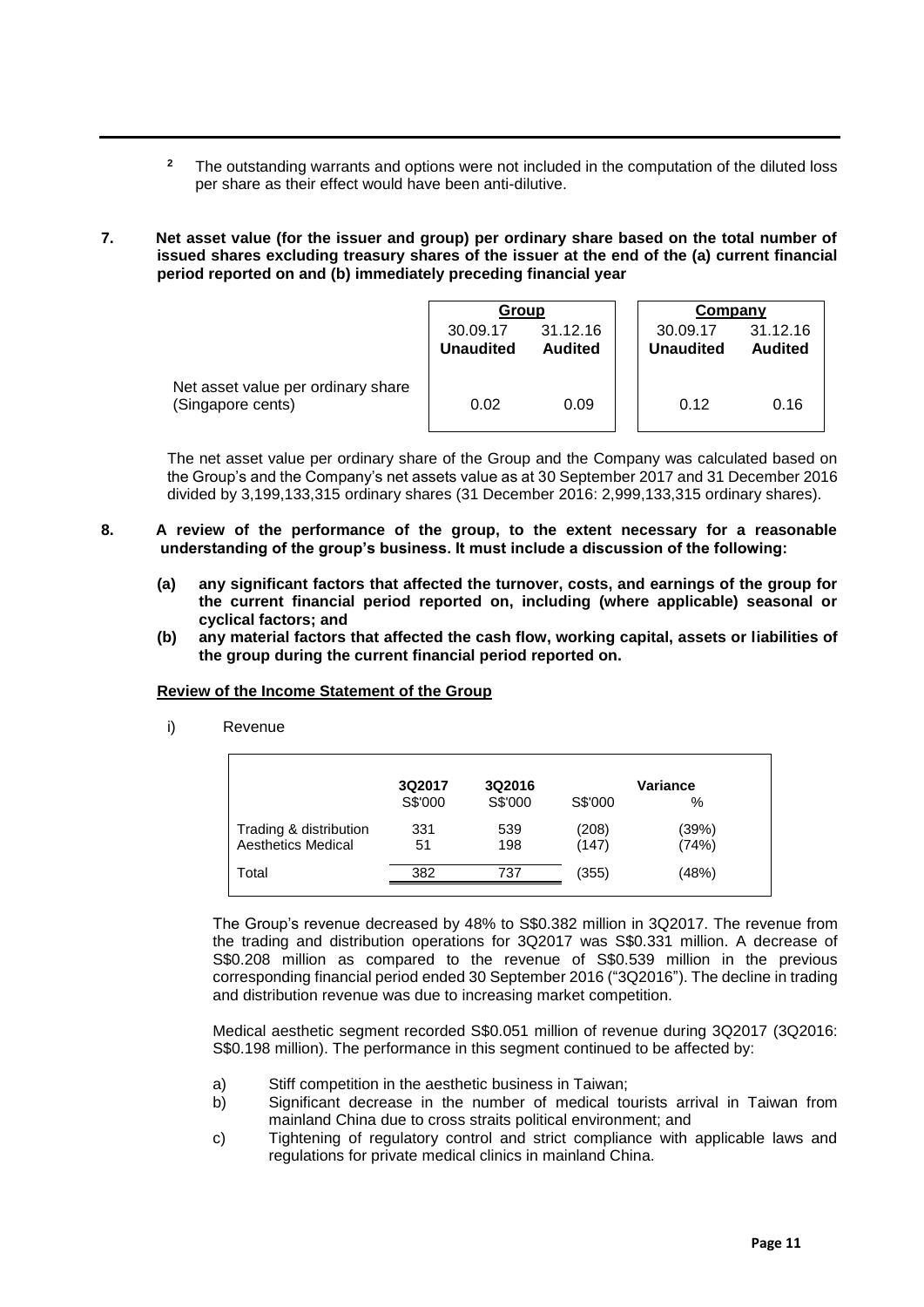[2] The outstanding warrants and options were not included in the computation of the diluted loss per share as their effect would have been anti-dilutive.

**7. Net asset value (for the issuer and group) per ordinary share based on the total number of issued shares excluding treasury shares of the issuer at the end of the (a) current financial period reported on and (b) immediately preceding financial year**

| | Group | | Company | |
|---|---|---|---|---|
| | 30.09.17 **Unaudited** | 31.12.16 **Audited** | 30.09.17 **Unaudited** | 31.12.16 **Audited** |
| Net asset value per ordinary share (Singapore cents) | 0.02 | 0.09 | 0.12 | 0.16 |

The net asset value per ordinary share of the Group and the Company was calculated based on the Group's and the Company's net assets value as at 30 September 2017 and 31 December 2016 divided by 3,199,133,315 ordinary shares (31 December 2016: 2,999,133,315 ordinary shares).

**8. A review of the performance of the group, to the extent necessary for a reasonable understanding of the group's business. It must include a discussion of the following:**

**(a) any significant factors that affected the turnover, costs, and earnings of the group for the current financial period reported on, including (where applicable) seasonal or cyclical factors; and**

**(b) any material factors that affected the cash flow, working capital, assets or liabilities of the group during the current financial period reported on.**

**Review of the Income Statement of the Group**

i) Revenue

| | 3Q2017 S$'000 | 3Q2016 S$'000 | Variance S$'000 | Variance % |
|---|---|---|---|---|
| Trading & distribution | 331 | 539 | (208) | (39%) |
| Aesthetics Medical | 51 | 198 | (147) | (74%) |
| Total | 382 | 737 | (355) | (48%) |

The Group's revenue decreased by 48% to S$0.382 million in 3Q2017. The revenue from the trading and distribution operations for 3Q2017 was S$0.331 million. A decrease of S$0.208 million as compared to the revenue of S$0.539 million in the previous corresponding financial period ended 30 September 2016 ("3Q2016"). The decline in trading and distribution revenue was due to increasing market competition.

Medical aesthetic segment recorded S$0.051 million of revenue during 3Q2017 (3Q2016: S$0.198 million). The performance in this segment continued to be affected by:

a) Stiff competition in the aesthetic business in Taiwan;
b) Significant decrease in the number of medical tourists arrival in Taiwan from mainland China due to cross straits political environment; and
c) Tightening of regulatory control and strict compliance with applicable laws and regulations for private medical clinics in mainland China.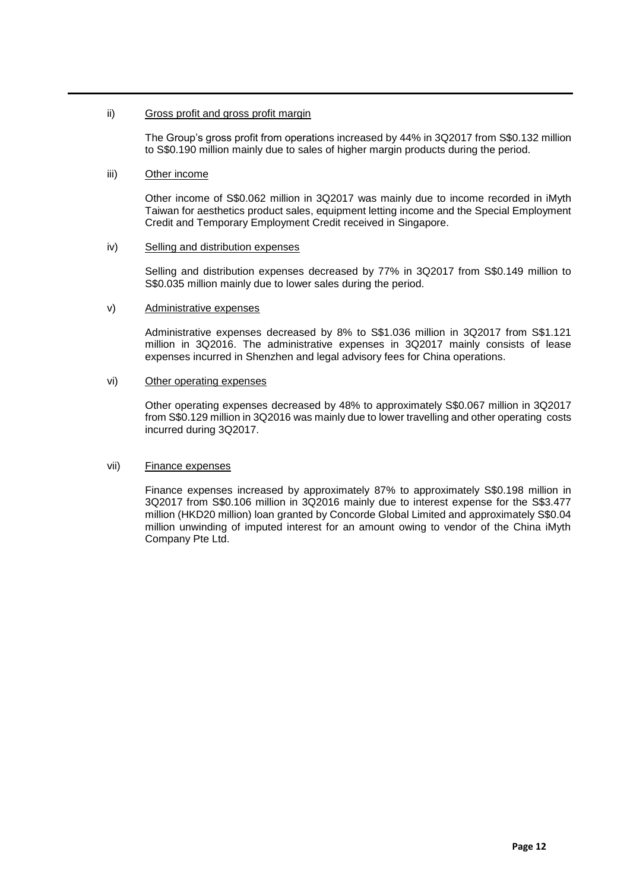ii) Gross profit and gross profit margin

The Group's gross profit from operations increased by 44% in 3Q2017 from S$0.132 million to S$0.190 million mainly due to sales of higher margin products during the period.

iii) Other income

Other income of S$0.062 million in 3Q2017 was mainly due to income recorded in iMyth Taiwan for aesthetics product sales, equipment letting income and the Special Employment Credit and Temporary Employment Credit received in Singapore.

iv) Selling and distribution expenses

Selling and distribution expenses decreased by 77% in 3Q2017 from S$0.149 million to S$0.035 million mainly due to lower sales during the period.

v) Administrative expenses

Administrative expenses decreased by 8% to S$1.036 million in 3Q2017 from S$1.121 million in 3Q2016. The administrative expenses in 3Q2017 mainly consists of lease expenses incurred in Shenzhen and legal advisory fees for China operations.

vi) Other operating expenses

Other operating expenses decreased by 48% to approximately S$0.067 million in 3Q2017 from S$0.129 million in 3Q2016 was mainly due to lower travelling and other operating costs incurred during 3Q2017.

vii) Finance expenses

Finance expenses increased by approximately 87% to approximately S$0.198 million in 3Q2017 from S$0.106 million in 3Q2016 mainly due to interest expense for the S$3.477 million (HKD20 million) loan granted by Concorde Global Limited and approximately S$0.04 million unwinding of imputed interest for an amount owing to vendor of the China iMyth Company Pte Ltd.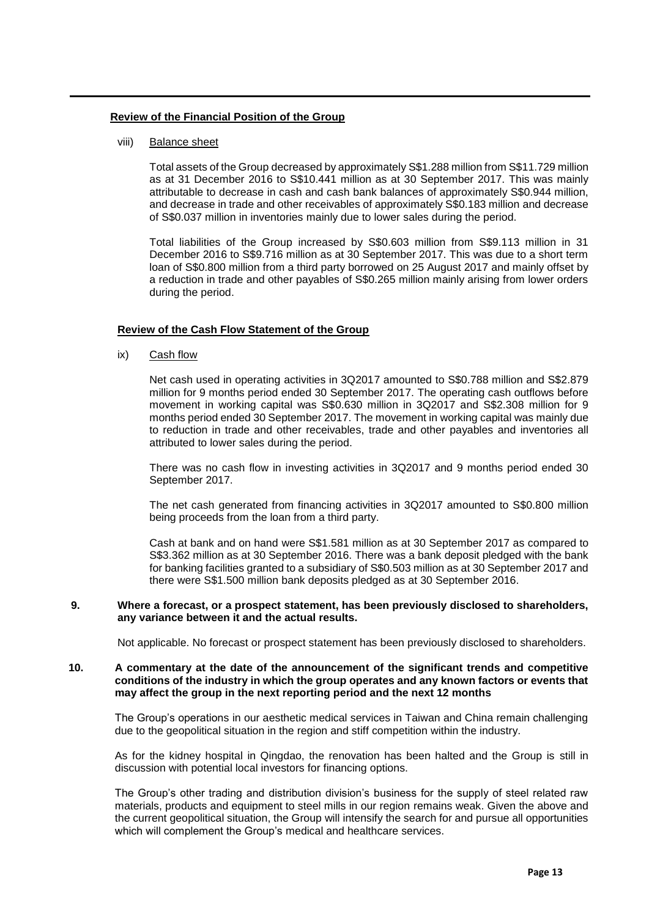**Review of the Financial Position of the Group**

viii) Balance sheet

Total assets of the Group decreased by approximately S$1.288 million from S$11.729 million as at 31 December 2016 to S$10.441 million as at 30 September 2017. This was mainly attributable to decrease in cash and cash bank balances of approximately S$0.944 million, and decrease in trade and other receivables of approximately S$0.183 million and decrease of S$0.037 million in inventories mainly due to lower sales during the period.

Total liabilities of the Group increased by S$0.603 million from S$9.113 million in 31 December 2016 to S$9.716 million as at 30 September 2017. This was due to a short term loan of S$0.800 million from a third party borrowed on 25 August 2017 and mainly offset by a reduction in trade and other payables of S$0.265 million mainly arising from lower orders during the period.

**Review of the Cash Flow Statement of the Group**

ix) Cash flow

Net cash used in operating activities in 3Q2017 amounted to S$0.788 million and S$2.879 million for 9 months period ended 30 September 2017. The operating cash outflows before movement in working capital was S$0.630 million in 3Q2017 and S$2.308 million for 9 months period ended 30 September 2017. The movement in working capital was mainly due to reduction in trade and other receivables, trade and other payables and inventories all attributed to lower sales during the period.

There was no cash flow in investing activities in 3Q2017 and 9 months period ended 30 September 2017.

The net cash generated from financing activities in 3Q2017 amounted to S$0.800 million being proceeds from the loan from a third party.

Cash at bank and on hand were S$1.581 million as at 30 September 2017 as compared to S$3.362 million as at 30 September 2016. There was a bank deposit pledged with the bank for banking facilities granted to a subsidiary of S$0.503 million as at 30 September 2017 and there were S$1.500 million bank deposits pledged as at 30 September 2016.

**9. Where a forecast, or a prospect statement, has been previously disclosed to shareholders, any variance between it and the actual results.**

Not applicable. No forecast or prospect statement has been previously disclosed to shareholders.

**10. A commentary at the date of the announcement of the significant trends and competitive conditions of the industry in which the group operates and any known factors or events that may affect the group in the next reporting period and the next 12 months**

The Group's operations in our aesthetic medical services in Taiwan and China remain challenging due to the geopolitical situation in the region and stiff competition within the industry.

As for the kidney hospital in Qingdao, the renovation has been halted and the Group is still in discussion with potential local investors for financing options.

The Group's other trading and distribution division's business for the supply of steel related raw materials, products and equipment to steel mills in our region remains weak. Given the above and the current geopolitical situation, the Group will intensify the search for and pursue all opportunities which will complement the Group's medical and healthcare services.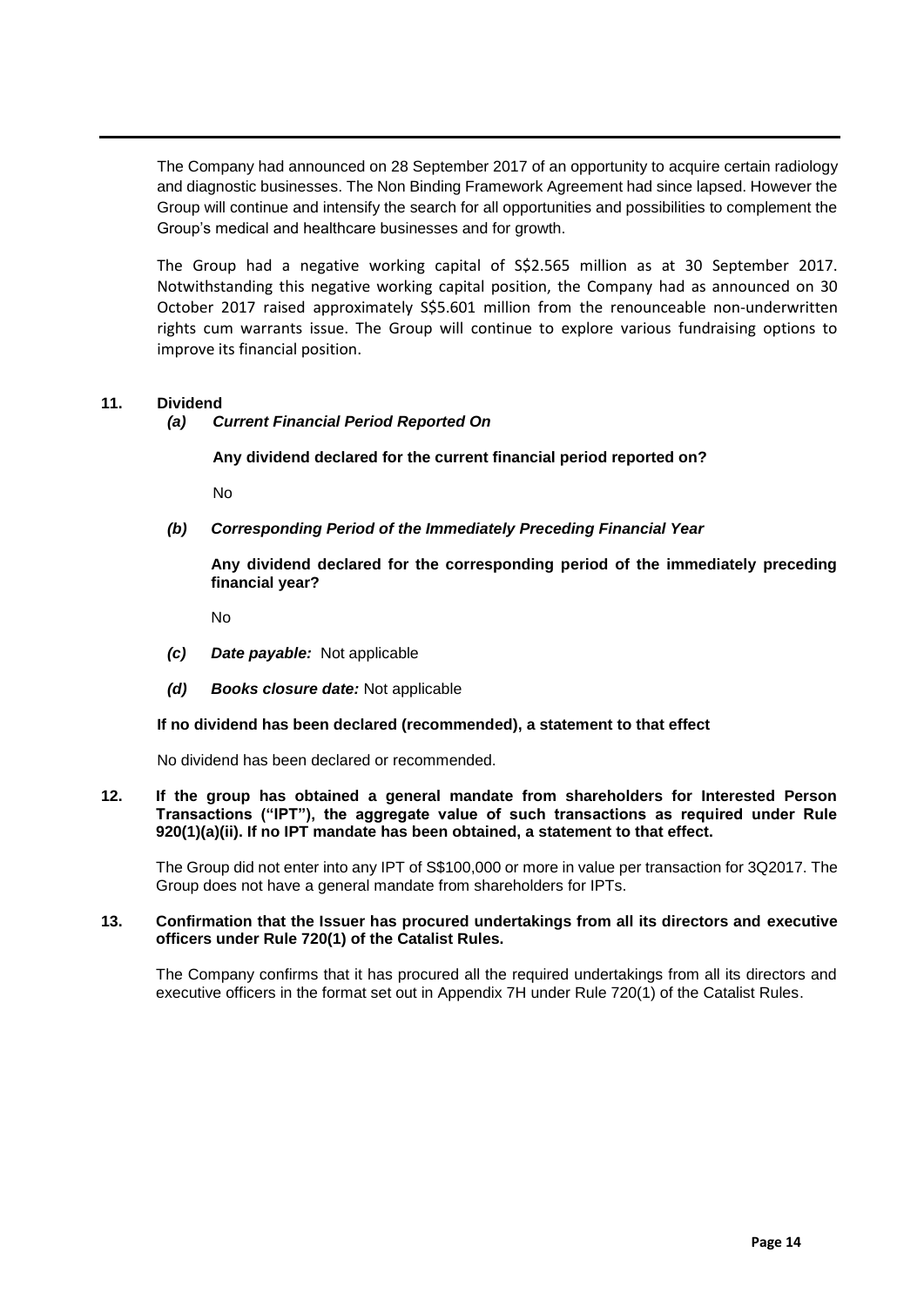The Company had announced on 28 September 2017 of an opportunity to acquire certain radiology and diagnostic businesses. The Non Binding Framework Agreement had since lapsed. However the Group will continue and intensify the search for all opportunities and possibilities to complement the Group's medical and healthcare businesses and for growth.

The Group had a negative working capital of S$2.565 million as at 30 September 2017. Notwithstanding this negative working capital position, the Company had as announced on 30 October 2017 raised approximately S$5.601 million from the renounceable non-underwritten rights cum warrants issue. The Group will continue to explore various fundraising options to improve its financial position.

**11. Dividend**

***(a) Current Financial Period Reported On***

**Any dividend declared for the current financial period reported on?**

No

***(b) Corresponding Period of the Immediately Preceding Financial Year***

**Any dividend declared for the corresponding period of the immediately preceding financial year?**

No

***(c) Date payable:*** Not applicable

***(d) Books closure date:*** Not applicable

**If no dividend has been declared (recommended), a statement to that effect**

No dividend has been declared or recommended.

**12. If the group has obtained a general mandate from shareholders for Interested Person Transactions ("IPT"), the aggregate value of such transactions as required under Rule 920(1)(a)(ii). If no IPT mandate has been obtained, a statement to that effect.**

The Group did not enter into any IPT of S$100,000 or more in value per transaction for 3Q2017. The Group does not have a general mandate from shareholders for IPTs.

**13. Confirmation that the Issuer has procured undertakings from all its directors and executive officers under Rule 720(1) of the Catalist Rules.**

The Company confirms that it has procured all the required undertakings from all its directors and executive officers in the format set out in Appendix 7H under Rule 720(1) of the Catalist Rules.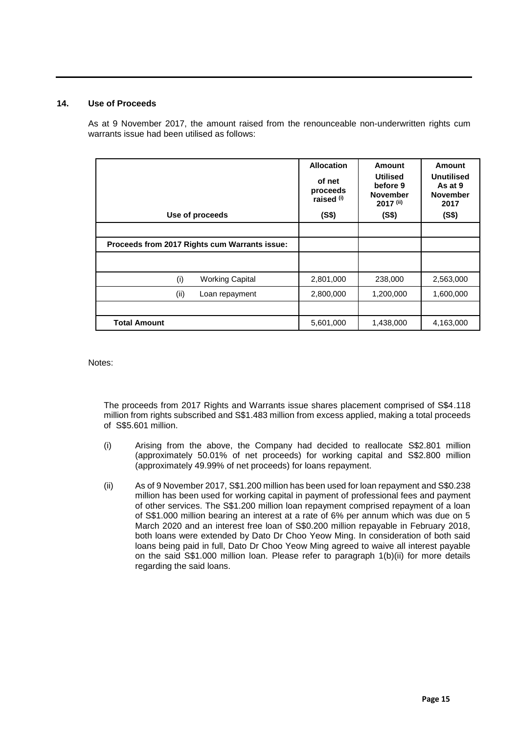## 14. Use of Proceeds

As at 9 November 2017, the amount raised from the renounceable non-underwritten rights cum warrants issue had been utilised as follows:

| Use of proceeds | Allocation of net proceeds raised (i) (S$) | Amount Utilised before 9 November 2017 (ii) (S$) | Amount Unutilised As at 9 November 2017 (S$) |
|---|---|---|---|
| | | | |
| **Proceeds from 2017 Rights cum Warrants issue:** | | | |
| | | | |
| (i) Working Capital | 2,801,000 | 238,000 | 2,563,000 |
| (ii) Loan repayment | 2,800,000 | 1,200,000 | 1,600,000 |
| | | | |
| **Total Amount** | 5,601,000 | 1,438,000 | 4,163,000 |

Notes:

The proceeds from 2017 Rights and Warrants issue shares placement comprised of S$4.118 million from rights subscribed and S$1.483 million from excess applied, making a total proceeds of S$5.601 million.

(i) Arising from the above, the Company had decided to reallocate S$2.801 million (approximately 50.01% of net proceeds) for working capital and S$2.800 million (approximately 49.99% of net proceeds) for loans repayment.

(ii) As of 9 November 2017, S$1.200 million has been used for loan repayment and S$0.238 million has been used for working capital in payment of professional fees and payment of other services. The S$1.200 million loan repayment comprised repayment of a loan of S$1.000 million bearing an interest at a rate of 6% per annum which was due on 5 March 2020 and an interest free loan of S$0.200 million repayable in February 2018, both loans were extended by Dato Dr Choo Yeow Ming. In consideration of both said loans being paid in full, Dato Dr Choo Yeow Ming agreed to waive all interest payable on the said S$1.000 million loan. Please refer to paragraph 1(b)(ii) for more details regarding the said loans.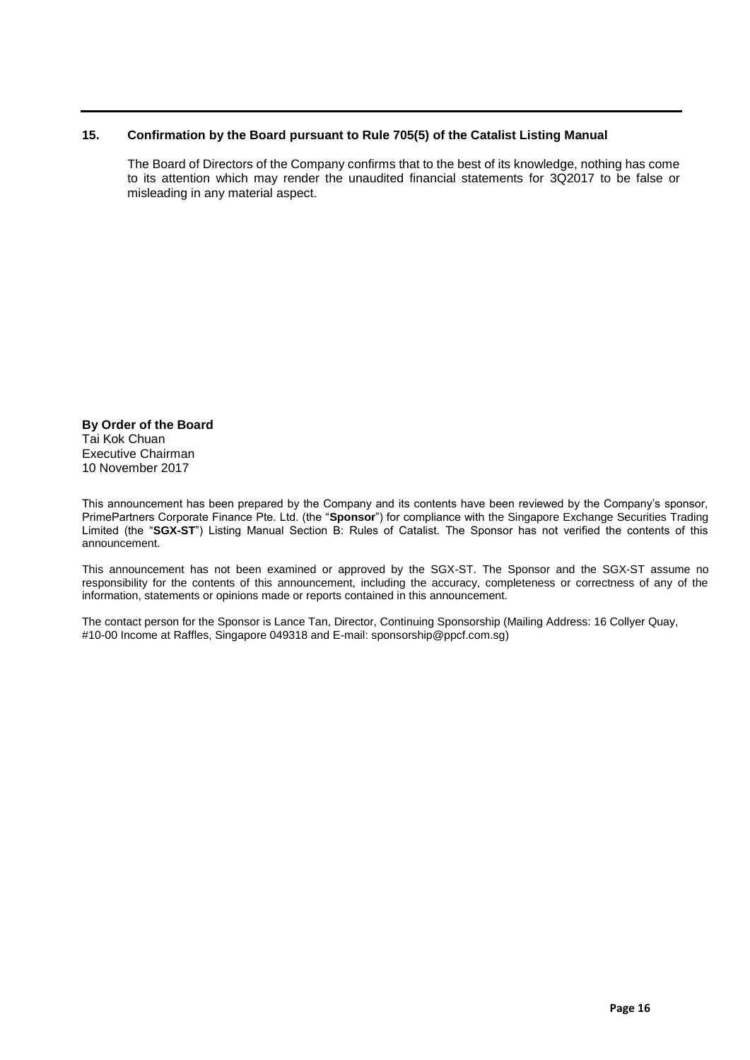## 15. Confirmation by the Board pursuant to Rule 705(5) of the Catalist Listing Manual

The Board of Directors of the Company confirms that to the best of its knowledge, nothing has come to its attention which may render the unaudited financial statements for 3Q2017 to be false or misleading in any material aspect.

**By Order of the Board**
Tai Kok Chuan
Executive Chairman
10 November 2017

This announcement has been prepared by the Company and its contents have been reviewed by the Company's sponsor, PrimePartners Corporate Finance Pte. Ltd. (the "**Sponsor**") for compliance with the Singapore Exchange Securities Trading Limited (the "**SGX-ST**") Listing Manual Section B: Rules of Catalist. The Sponsor has not verified the contents of this announcement.

This announcement has not been examined or approved by the SGX-ST. The Sponsor and the SGX-ST assume no responsibility for the contents of this announcement, including the accuracy, completeness or correctness of any of the information, statements or opinions made or reports contained in this announcement.

The contact person for the Sponsor is Lance Tan, Director, Continuing Sponsorship (Mailing Address: 16 Collyer Quay, #10-00 Income at Raffles, Singapore 049318 and E-mail: sponsorship@ppcf.com.sg)